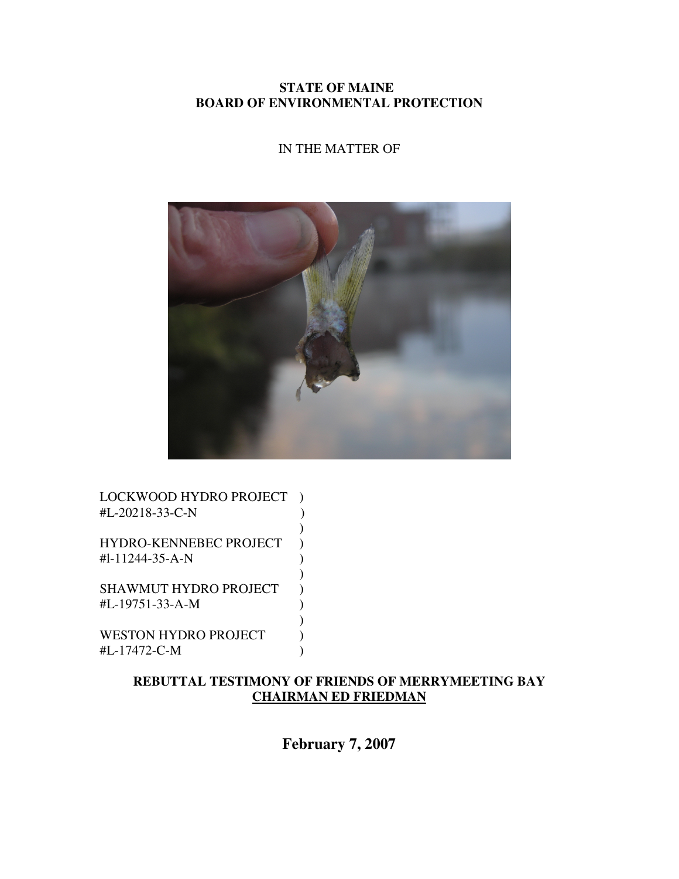**STATE OF MAINE**
**BOARD OF ENVIRONMENTAL PROTECTION**

IN THE MATTER OF

LOCKWOOD HYDRO PROJECT )
#L-20218-33-C-N )
)
HYDRO-KENNEBEC PROJECT )
#l-11244-35-A-N )
)
SHAWMUT HYDRO PROJECT )
#L-19751-33-A-M )
)
WESTON HYDRO PROJECT )
#L-17472-C-M )

**REBUTTAL TESTIMONY OF FRIENDS OF MERRYMEETING BAY**
**CHAIRMAN ED FRIEDMAN**

**February 7, 2007**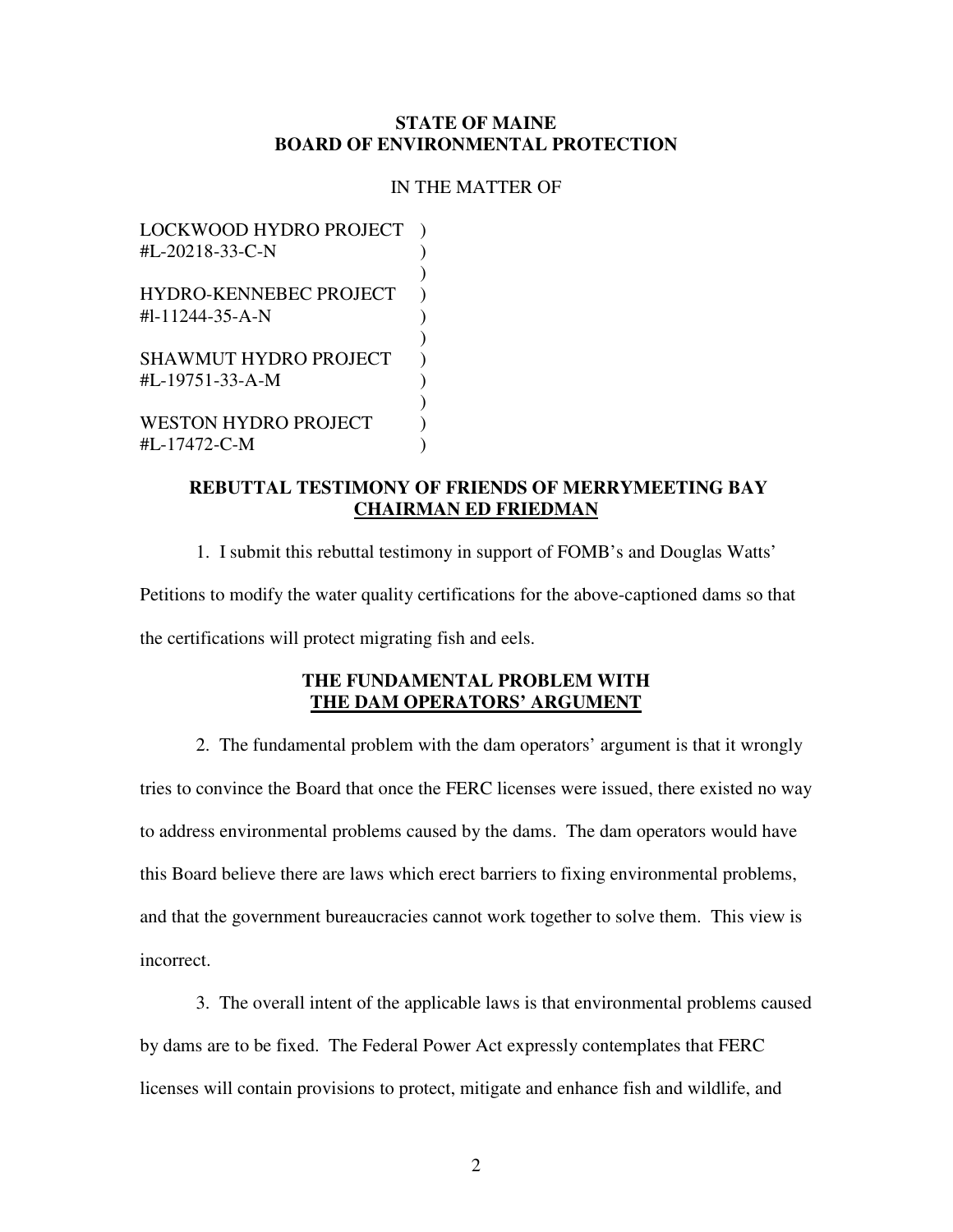**STATE OF MAINE**
**BOARD OF ENVIRONMENTAL PROTECTION**

IN THE MATTER OF

LOCKWOOD HYDRO PROJECT )
#L-20218-33-C-N )
)
HYDRO-KENNEBEC PROJECT )
#l-11244-35-A-N )
)
SHAWMUT HYDRO PROJECT )
#L-19751-33-A-M )
)
WESTON HYDRO PROJECT )
#L-17472-C-M )

**REBUTTAL TESTIMONY OF FRIENDS OF MERRYMEETING BAY**
**CHAIRMAN ED FRIEDMAN**

1. I submit this rebuttal testimony in support of FOMB's and Douglas Watts' Petitions to modify the water quality certifications for the above-captioned dams so that the certifications will protect migrating fish and eels.

**THE FUNDAMENTAL PROBLEM WITH**
**THE DAM OPERATORS' ARGUMENT**

2. The fundamental problem with the dam operators' argument is that it wrongly tries to convince the Board that once the FERC licenses were issued, there existed no way to address environmental problems caused by the dams. The dam operators would have this Board believe there are laws which erect barriers to fixing environmental problems, and that the government bureaucracies cannot work together to solve them. This view is incorrect.

3. The overall intent of the applicable laws is that environmental problems caused by dams are to be fixed. The Federal Power Act expressly contemplates that FERC licenses will contain provisions to protect, mitigate and enhance fish and wildlife, and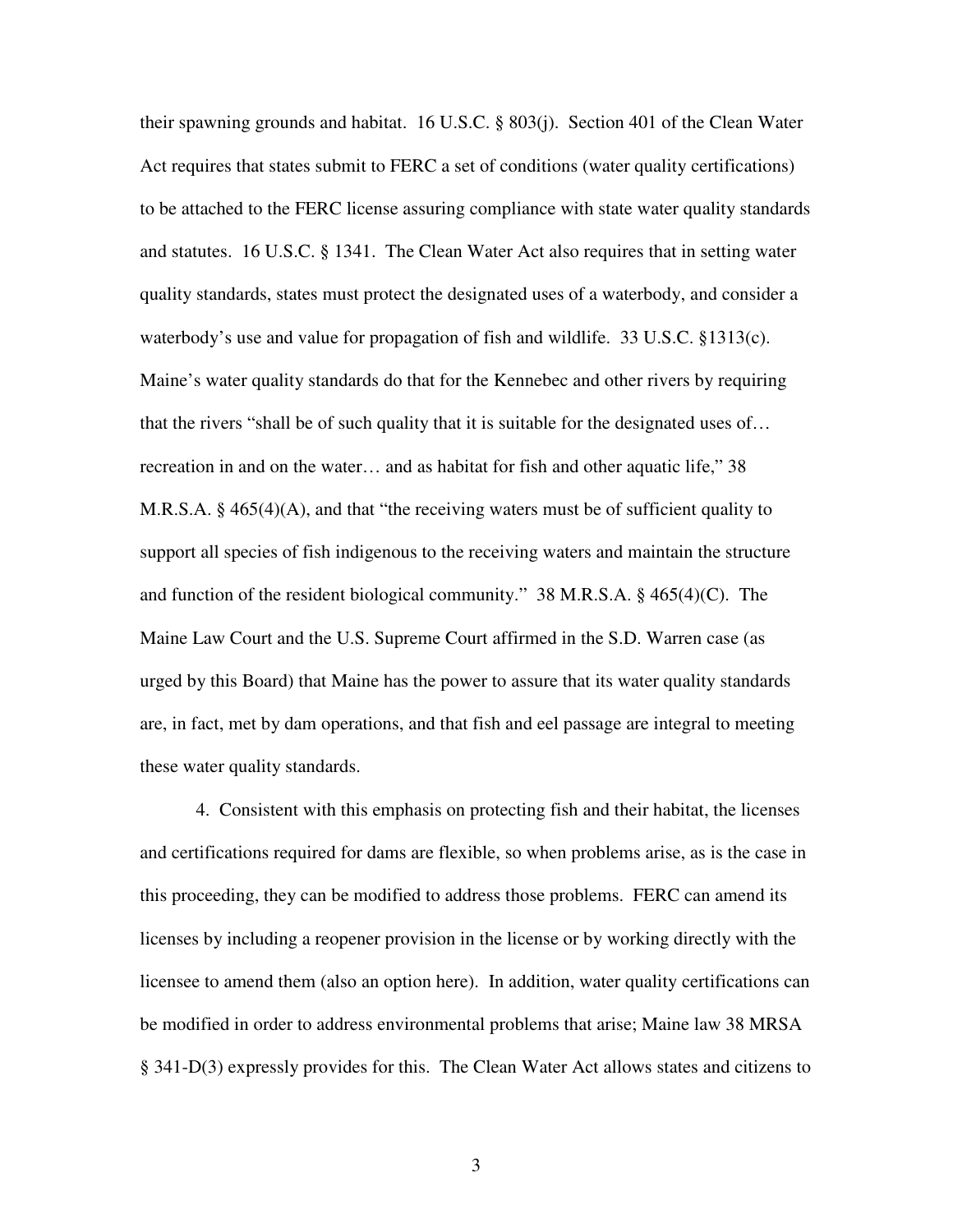their spawning grounds and habitat. 16 U.S.C. § 803(j). Section 401 of the Clean Water Act requires that states submit to FERC a set of conditions (water quality certifications) to be attached to the FERC license assuring compliance with state water quality standards and statutes. 16 U.S.C. § 1341. The Clean Water Act also requires that in setting water quality standards, states must protect the designated uses of a waterbody, and consider a waterbody's use and value for propagation of fish and wildlife. 33 U.S.C. §1313(c). Maine's water quality standards do that for the Kennebec and other rivers by requiring that the rivers "shall be of such quality that it is suitable for the designated uses of… recreation in and on the water… and as habitat for fish and other aquatic life," 38 M.R.S.A. § 465(4)(A), and that "the receiving waters must be of sufficient quality to support all species of fish indigenous to the receiving waters and maintain the structure and function of the resident biological community." 38 M.R.S.A. § 465(4)(C). The Maine Law Court and the U.S. Supreme Court affirmed in the S.D. Warren case (as urged by this Board) that Maine has the power to assure that its water quality standards are, in fact, met by dam operations, and that fish and eel passage are integral to meeting these water quality standards.

4. Consistent with this emphasis on protecting fish and their habitat, the licenses and certifications required for dams are flexible, so when problems arise, as is the case in this proceeding, they can be modified to address those problems. FERC can amend its licenses by including a reopener provision in the license or by working directly with the licensee to amend them (also an option here). In addition, water quality certifications can be modified in order to address environmental problems that arise; Maine law 38 MRSA § 341-D(3) expressly provides for this. The Clean Water Act allows states and citizens to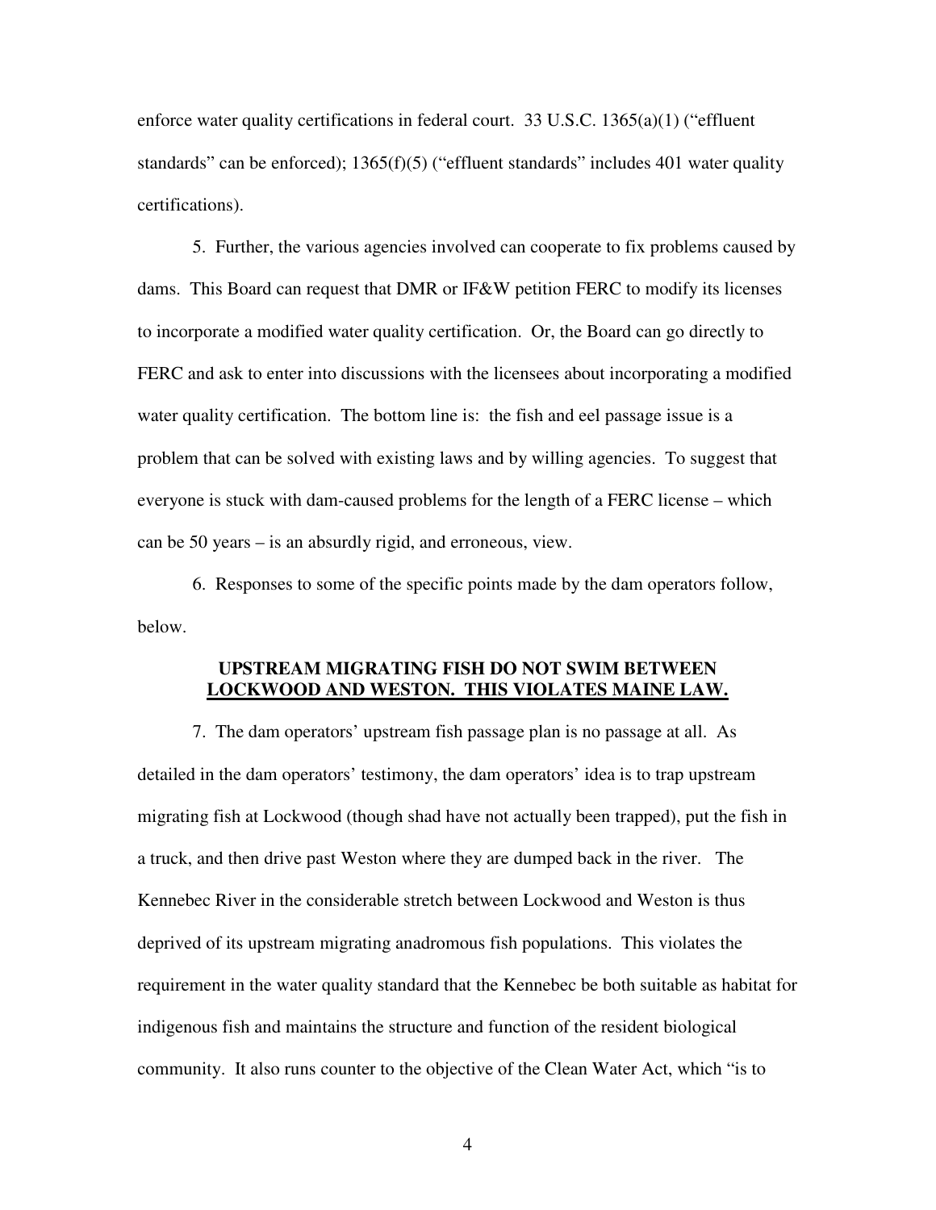enforce water quality certifications in federal court. 33 U.S.C. 1365(a)(1) ("effluent standards" can be enforced); 1365(f)(5) ("effluent standards" includes 401 water quality certifications).

5. Further, the various agencies involved can cooperate to fix problems caused by dams. This Board can request that DMR or IF&W petition FERC to modify its licenses to incorporate a modified water quality certification. Or, the Board can go directly to FERC and ask to enter into discussions with the licensees about incorporating a modified water quality certification. The bottom line is: the fish and eel passage issue is a problem that can be solved with existing laws and by willing agencies. To suggest that everyone is stuck with dam-caused problems for the length of a FERC license – which can be 50 years – is an absurdly rigid, and erroneous, view.

6. Responses to some of the specific points made by the dam operators follow, below.

**UPSTREAM MIGRATING FISH DO NOT SWIM BETWEEN <u>LOCKWOOD AND WESTON. THIS VIOLATES MAINE LAW.</u>**

7. The dam operators' upstream fish passage plan is no passage at all. As detailed in the dam operators' testimony, the dam operators' idea is to trap upstream migrating fish at Lockwood (though shad have not actually been trapped), put the fish in a truck, and then drive past Weston where they are dumped back in the river. The Kennebec River in the considerable stretch between Lockwood and Weston is thus deprived of its upstream migrating anadromous fish populations. This violates the requirement in the water quality standard that the Kennebec be both suitable as habitat for indigenous fish and maintains the structure and function of the resident biological community. It also runs counter to the objective of the Clean Water Act, which "is to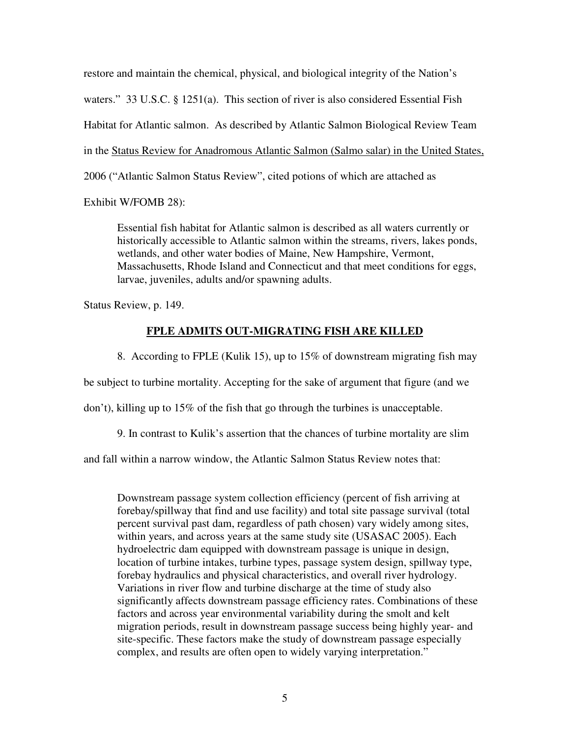restore and maintain the chemical, physical, and biological integrity of the Nation's waters." 33 U.S.C. § 1251(a). This section of river is also considered Essential Fish Habitat for Atlantic salmon. As described by Atlantic Salmon Biological Review Team in the <u>Status Review for Anadromous Atlantic Salmon (Salmo salar) in the United States,</u> 2006 ("Atlantic Salmon Status Review", cited potions of which are attached as Exhibit W/FOMB 28):

> Essential fish habitat for Atlantic salmon is described as all waters currently or historically accessible to Atlantic salmon within the streams, rivers, lakes ponds, wetlands, and other water bodies of Maine, New Hampshire, Vermont, Massachusetts, Rhode Island and Connecticut and that meet conditions for eggs, larvae, juveniles, adults and/or spawning adults.

Status Review, p. 149.

## <u>FPLE ADMITS OUT-MIGRATING FISH ARE KILLED</u>

8. According to FPLE (Kulik 15), up to 15% of downstream migrating fish may be subject to turbine mortality. Accepting for the sake of argument that figure (and we don't), killing up to 15% of the fish that go through the turbines is unacceptable.

9. In contrast to Kulik's assertion that the chances of turbine mortality are slim and fall within a narrow window, the Atlantic Salmon Status Review notes that:

> Downstream passage system collection efficiency (percent of fish arriving at forebay/spillway that find and use facility) and total site passage survival (total percent survival past dam, regardless of path chosen) vary widely among sites, within years, and across years at the same study site (USASAC 2005). Each hydroelectric dam equipped with downstream passage is unique in design, location of turbine intakes, turbine types, passage system design, spillway type, forebay hydraulics and physical characteristics, and overall river hydrology. Variations in river flow and turbine discharge at the time of study also significantly affects downstream passage efficiency rates. Combinations of these factors and across year environmental variability during the smolt and kelt migration periods, result in downstream passage success being highly year- and site-specific. These factors make the study of downstream passage especially complex, and results are often open to widely varying interpretation."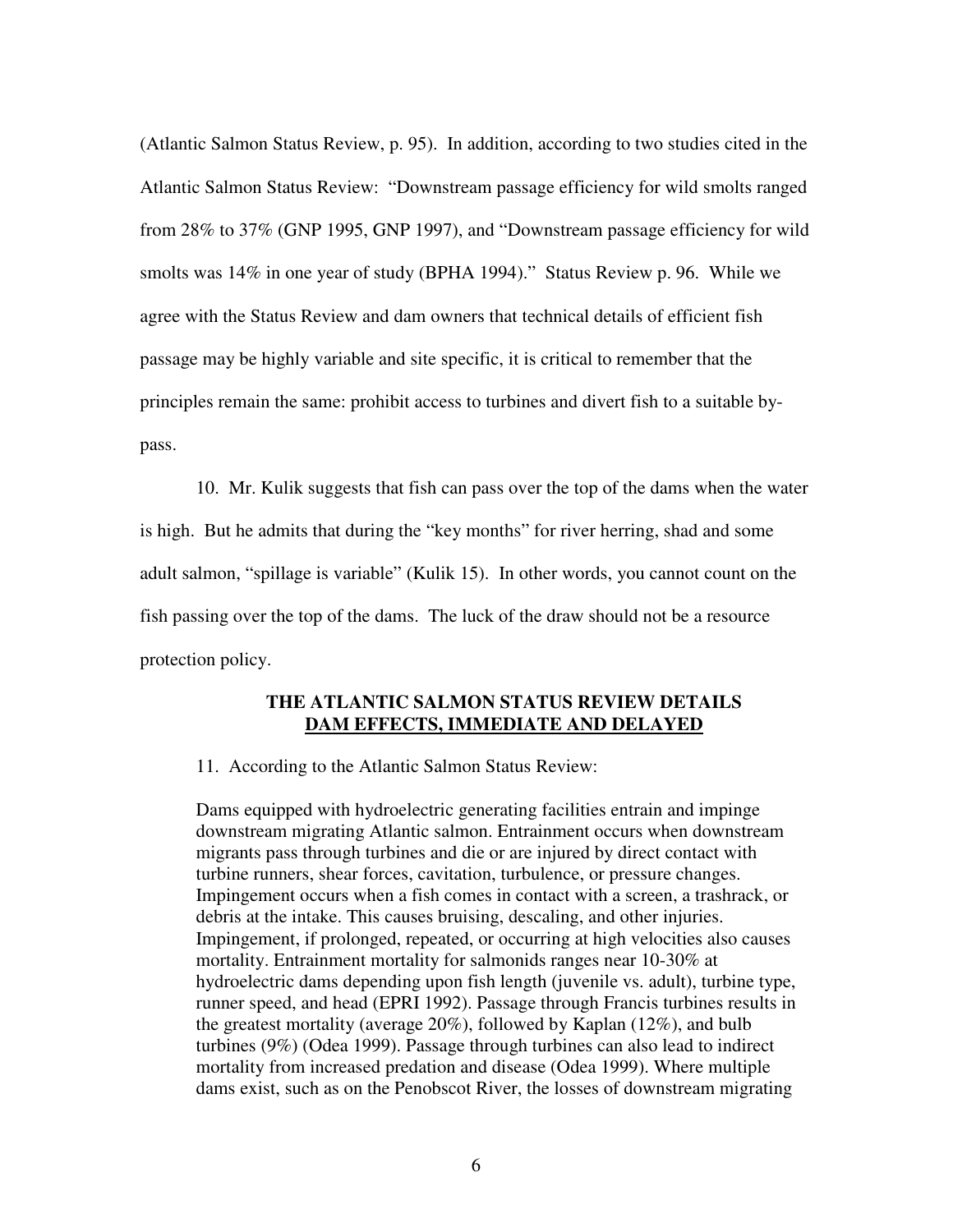(Atlantic Salmon Status Review, p. 95). In addition, according to two studies cited in the Atlantic Salmon Status Review: "Downstream passage efficiency for wild smolts ranged from 28% to 37% (GNP 1995, GNP 1997), and "Downstream passage efficiency for wild smolts was 14% in one year of study (BPHA 1994)." Status Review p. 96. While we agree with the Status Review and dam owners that technical details of efficient fish passage may be highly variable and site specific, it is critical to remember that the principles remain the same: prohibit access to turbines and divert fish to a suitable by-pass.

10. Mr. Kulik suggests that fish can pass over the top of the dams when the water is high. But he admits that during the "key months" for river herring, shad and some adult salmon, "spillage is variable" (Kulik 15). In other words, you cannot count on the fish passing over the top of the dams. The luck of the draw should not be a resource protection policy.

### THE ATLANTIC SALMON STATUS REVIEW DETAILS <u>DAM EFFECTS, IMMEDIATE AND DELAYED</u>

11. According to the Atlantic Salmon Status Review:

> Dams equipped with hydroelectric generating facilities entrain and impinge downstream migrating Atlantic salmon. Entrainment occurs when downstream migrants pass through turbines and die or are injured by direct contact with turbine runners, shear forces, cavitation, turbulence, or pressure changes. Impingement occurs when a fish comes in contact with a screen, a trashrack, or debris at the intake. This causes bruising, descaling, and other injuries. Impingement, if prolonged, repeated, or occurring at high velocities also causes mortality. Entrainment mortality for salmonids ranges near 10-30% at hydroelectric dams depending upon fish length (juvenile vs. adult), turbine type, runner speed, and head (EPRI 1992). Passage through Francis turbines results in the greatest mortality (average 20%), followed by Kaplan (12%), and bulb turbines (9%) (Odea 1999). Passage through turbines can also lead to indirect mortality from increased predation and disease (Odea 1999). Where multiple dams exist, such as on the Penobscot River, the losses of downstream migrating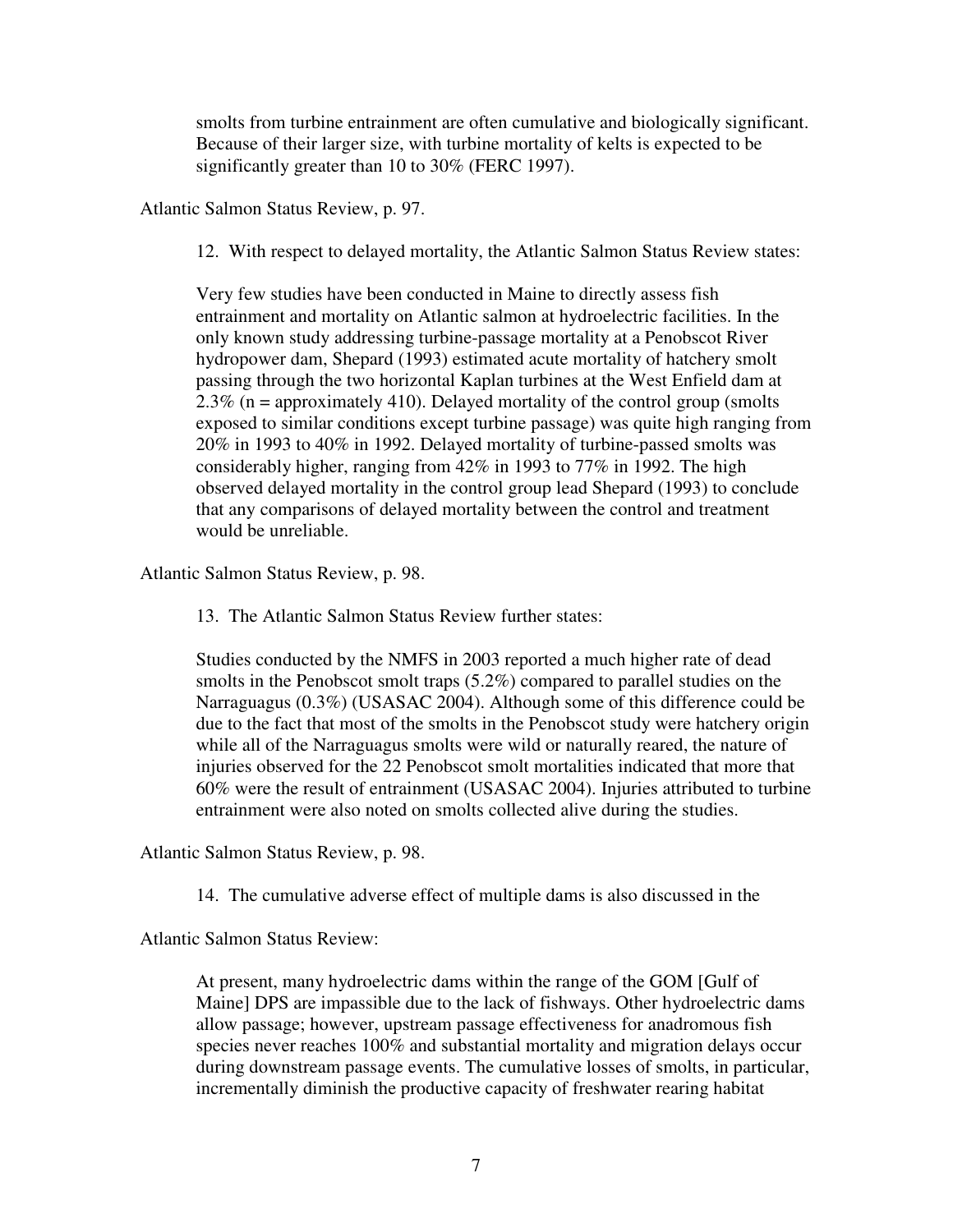> smolts from turbine entrainment are often cumulative and biologically significant. Because of their larger size, with turbine mortality of kelts is expected to be significantly greater than 10 to 30% (FERC 1997).

Atlantic Salmon Status Review, p. 97.

12. With respect to delayed mortality, the Atlantic Salmon Status Review states:

> Very few studies have been conducted in Maine to directly assess fish entrainment and mortality on Atlantic salmon at hydroelectric facilities. In the only known study addressing turbine-passage mortality at a Penobscot River hydropower dam, Shepard (1993) estimated acute mortality of hatchery smolt passing through the two horizontal Kaplan turbines at the West Enfield dam at 2.3% (n = approximately 410). Delayed mortality of the control group (smolts exposed to similar conditions except turbine passage) was quite high ranging from 20% in 1993 to 40% in 1992. Delayed mortality of turbine-passed smolts was considerably higher, ranging from 42% in 1993 to 77% in 1992. The high observed delayed mortality in the control group lead Shepard (1993) to conclude that any comparisons of delayed mortality between the control and treatment would be unreliable.

Atlantic Salmon Status Review, p. 98.

13. The Atlantic Salmon Status Review further states:

> Studies conducted by the NMFS in 2003 reported a much higher rate of dead smolts in the Penobscot smolt traps (5.2%) compared to parallel studies on the Narraguagus (0.3%) (USASAC 2004). Although some of this difference could be due to the fact that most of the smolts in the Penobscot study were hatchery origin while all of the Narraguagus smolts were wild or naturally reared, the nature of injuries observed for the 22 Penobscot smolt mortalities indicated that more that 60% were the result of entrainment (USASAC 2004). Injuries attributed to turbine entrainment were also noted on smolts collected alive during the studies.

Atlantic Salmon Status Review, p. 98.

14. The cumulative adverse effect of multiple dams is also discussed in the Atlantic Salmon Status Review:

> At present, many hydroelectric dams within the range of the GOM [Gulf of Maine] DPS are impassible due to the lack of fishways. Other hydroelectric dams allow passage; however, upstream passage effectiveness for anadromous fish species never reaches 100% and substantial mortality and migration delays occur during downstream passage events. The cumulative losses of smolts, in particular, incrementally diminish the productive capacity of freshwater rearing habitat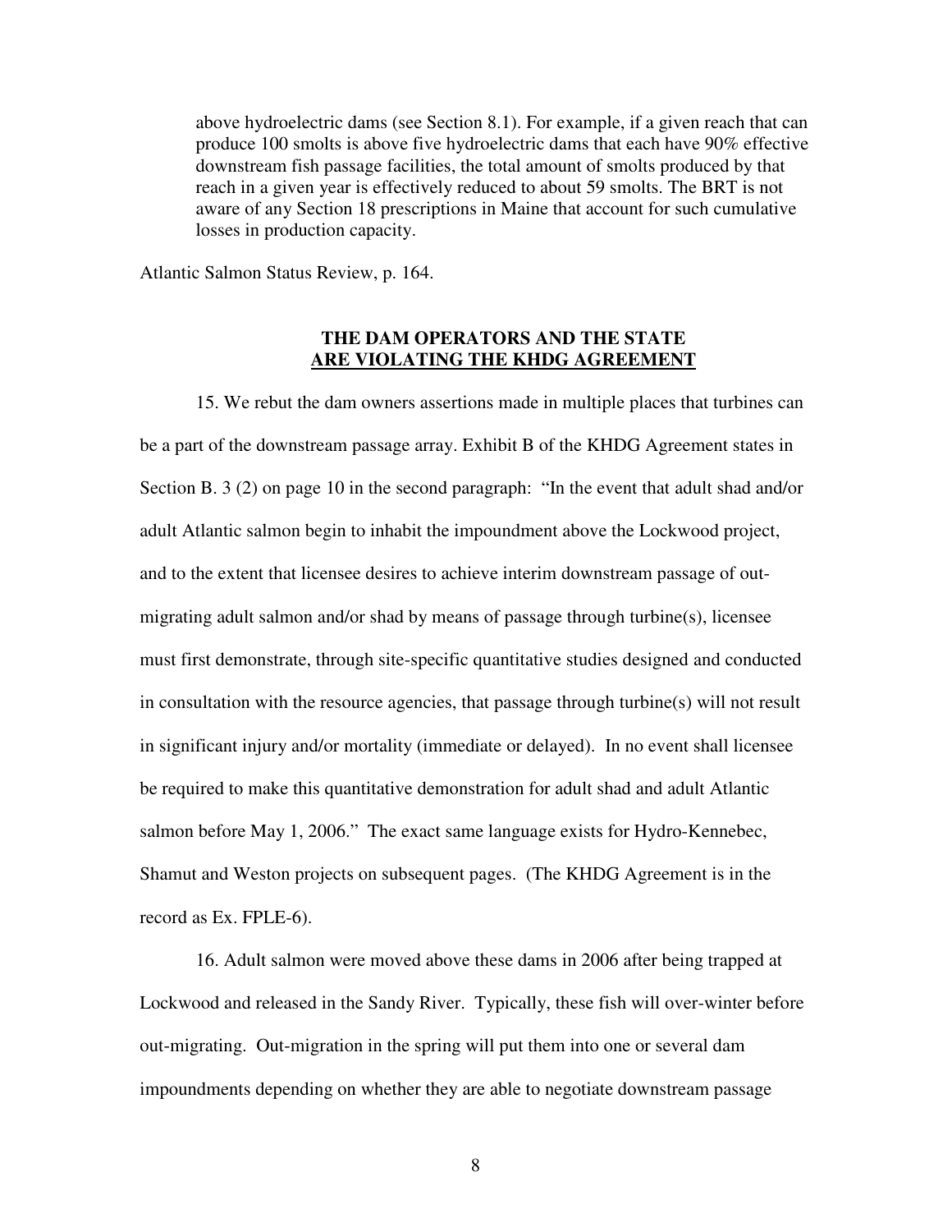> above hydroelectric dams (see Section 8.1). For example, if a given reach that can produce 100 smolts is above five hydroelectric dams that each have 90% effective downstream fish passage facilities, the total amount of smolts produced by that reach in a given year is effectively reduced to about 59 smolts. The BRT is not aware of any Section 18 prescriptions in Maine that account for such cumulative losses in production capacity.

Atlantic Salmon Status Review, p. 164.

## THE DAM OPERATORS AND THE STATE <u>ARE VIOLATING THE KHDG AGREEMENT</u>

15. We rebut the dam owners assertions made in multiple places that turbines can be a part of the downstream passage array. Exhibit B of the KHDG Agreement states in Section B. 3 (2) on page 10 in the second paragraph: "In the event that adult shad and/or adult Atlantic salmon begin to inhabit the impoundment above the Lockwood project, and to the extent that licensee desires to achieve interim downstream passage of out-migrating adult salmon and/or shad by means of passage through turbine(s), licensee must first demonstrate, through site-specific quantitative studies designed and conducted in consultation with the resource agencies, that passage through turbine(s) will not result in significant injury and/or mortality (immediate or delayed). In no event shall licensee be required to make this quantitative demonstration for adult shad and adult Atlantic salmon before May 1, 2006." The exact same language exists for Hydro-Kennebec, Shamut and Weston projects on subsequent pages. (The KHDG Agreement is in the record as Ex. FPLE-6).

16. Adult salmon were moved above these dams in 2006 after being trapped at Lockwood and released in the Sandy River. Typically, these fish will over-winter before out-migrating. Out-migration in the spring will put them into one or several dam impoundments depending on whether they are able to negotiate downstream passage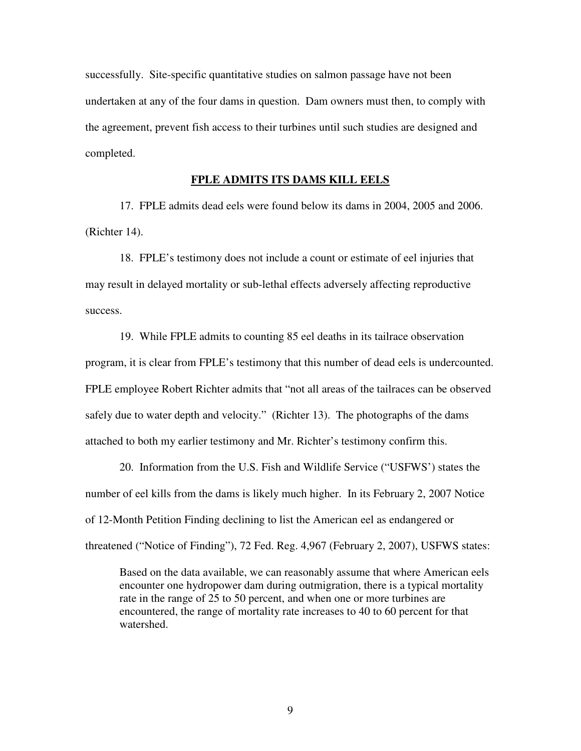successfully. Site-specific quantitative studies on salmon passage have not been undertaken at any of the four dams in question. Dam owners must then, to comply with the agreement, prevent fish access to their turbines until such studies are designed and completed.

**FPLE ADMITS ITS DAMS KILL EELS**

17. FPLE admits dead eels were found below its dams in 2004, 2005 and 2006. (Richter 14).

18. FPLE's testimony does not include a count or estimate of eel injuries that may result in delayed mortality or sub-lethal effects adversely affecting reproductive success.

19. While FPLE admits to counting 85 eel deaths in its tailrace observation program, it is clear from FPLE's testimony that this number of dead eels is undercounted. FPLE employee Robert Richter admits that "not all areas of the tailraces can be observed safely due to water depth and velocity." (Richter 13). The photographs of the dams attached to both my earlier testimony and Mr. Richter's testimony confirm this.

20. Information from the U.S. Fish and Wildlife Service ("USFWS') states the number of eel kills from the dams is likely much higher. In its February 2, 2007 Notice of 12-Month Petition Finding declining to list the American eel as endangered or threatened ("Notice of Finding"), 72 Fed. Reg. 4,967 (February 2, 2007), USFWS states:

> Based on the data available, we can reasonably assume that where American eels encounter one hydropower dam during outmigration, there is a typical mortality rate in the range of 25 to 50 percent, and when one or more turbines are encountered, the range of mortality rate increases to 40 to 60 percent for that watershed.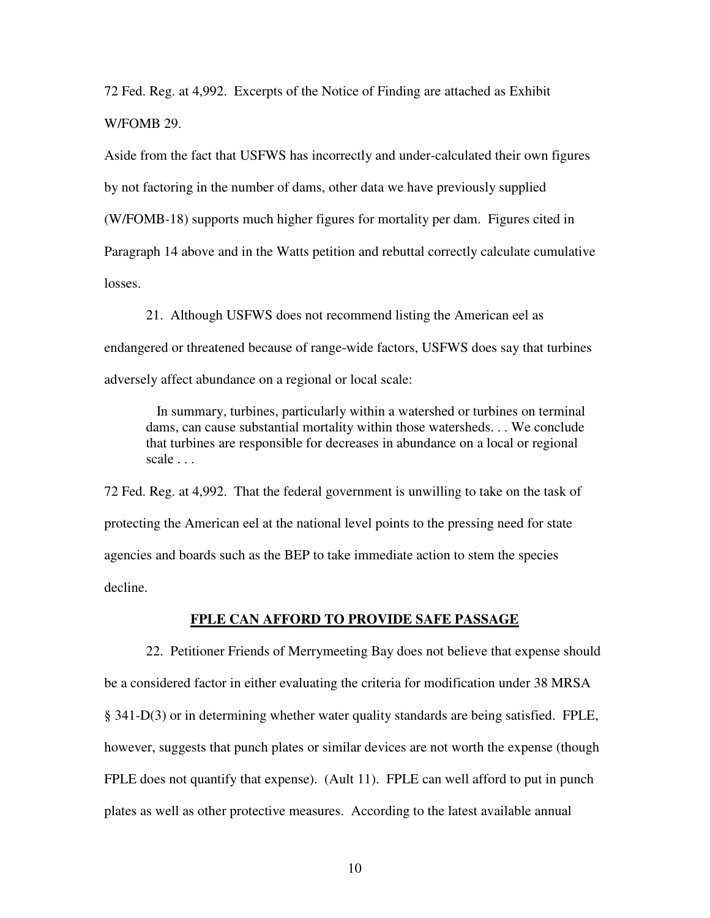72 Fed. Reg. at 4,992. Excerpts of the Notice of Finding are attached as Exhibit W/FOMB 29.

Aside from the fact that USFWS has incorrectly and under-calculated their own figures by not factoring in the number of dams, other data we have previously supplied (W/FOMB-18) supports much higher figures for mortality per dam. Figures cited in Paragraph 14 above and in the Watts petition and rebuttal correctly calculate cumulative losses.

21. Although USFWS does not recommend listing the American eel as endangered or threatened because of range-wide factors, USFWS does say that turbines adversely affect abundance on a regional or local scale:

> In summary, turbines, particularly within a watershed or turbines on terminal dams, can cause substantial mortality within those watersheds. . . We conclude that turbines are responsible for decreases in abundance on a local or regional scale . . .

72 Fed. Reg. at 4,992. That the federal government is unwilling to take on the task of protecting the American eel at the national level points to the pressing need for state agencies and boards such as the BEP to take immediate action to stem the species decline.

## FPLE CAN AFFORD TO PROVIDE SAFE PASSAGE

22. Petitioner Friends of Merrymeeting Bay does not believe that expense should be a considered factor in either evaluating the criteria for modification under 38 MRSA § 341-D(3) or in determining whether water quality standards are being satisfied. FPLE, however, suggests that punch plates or similar devices are not worth the expense (though FPLE does not quantify that expense). (Ault 11). FPLE can well afford to put in punch plates as well as other protective measures. According to the latest available annual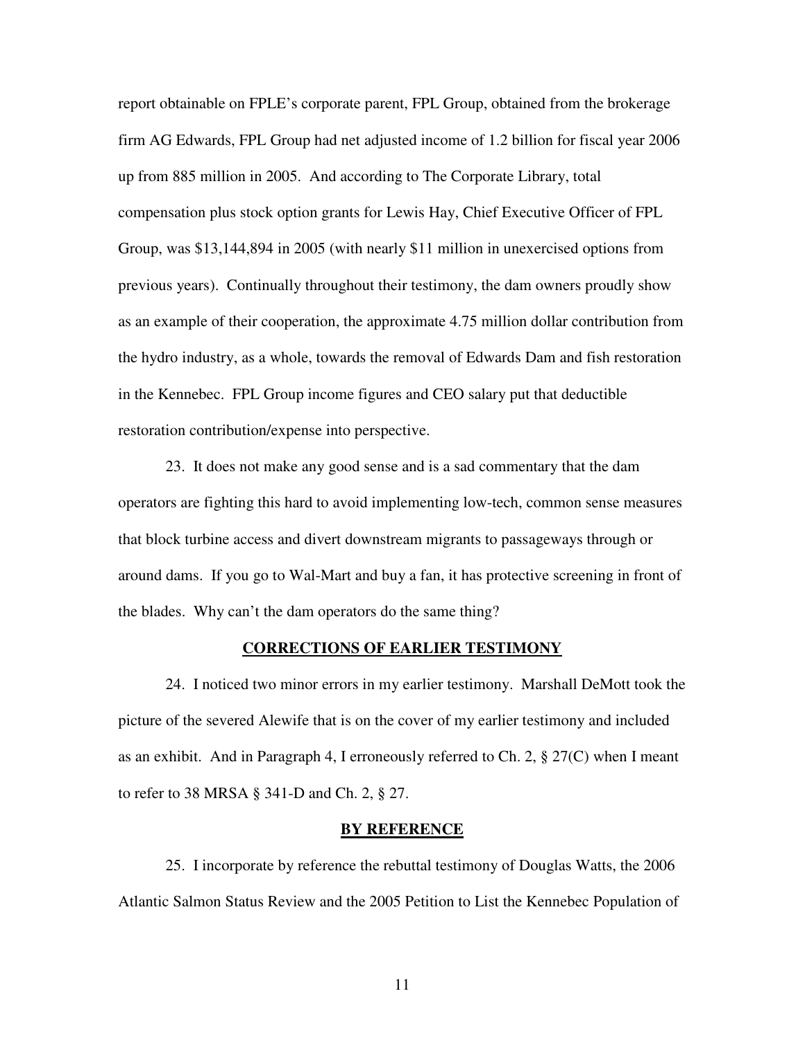report obtainable on FPLE's corporate parent, FPL Group, obtained from the brokerage firm AG Edwards, FPL Group had net adjusted income of 1.2 billion for fiscal year 2006 up from 885 million in 2005. And according to The Corporate Library, total compensation plus stock option grants for Lewis Hay, Chief Executive Officer of FPL Group, was $13,144,894 in 2005 (with nearly $11 million in unexercised options from previous years). Continually throughout their testimony, the dam owners proudly show as an example of their cooperation, the approximate 4.75 million dollar contribution from the hydro industry, as a whole, towards the removal of Edwards Dam and fish restoration in the Kennebec. FPL Group income figures and CEO salary put that deductible restoration contribution/expense into perspective.

23. It does not make any good sense and is a sad commentary that the dam operators are fighting this hard to avoid implementing low-tech, common sense measures that block turbine access and divert downstream migrants to passageways through or around dams. If you go to Wal-Mart and buy a fan, it has protective screening in front of the blades. Why can't the dam operators do the same thing?

**CORRECTIONS OF EARLIER TESTIMONY**

24. I noticed two minor errors in my earlier testimony. Marshall DeMott took the picture of the severed Alewife that is on the cover of my earlier testimony and included as an exhibit. And in Paragraph 4, I erroneously referred to Ch. 2, § 27(C) when I meant to refer to 38 MRSA § 341-D and Ch. 2, § 27.

**BY REFERENCE**

25. I incorporate by reference the rebuttal testimony of Douglas Watts, the 2006 Atlantic Salmon Status Review and the 2005 Petition to List the Kennebec Population of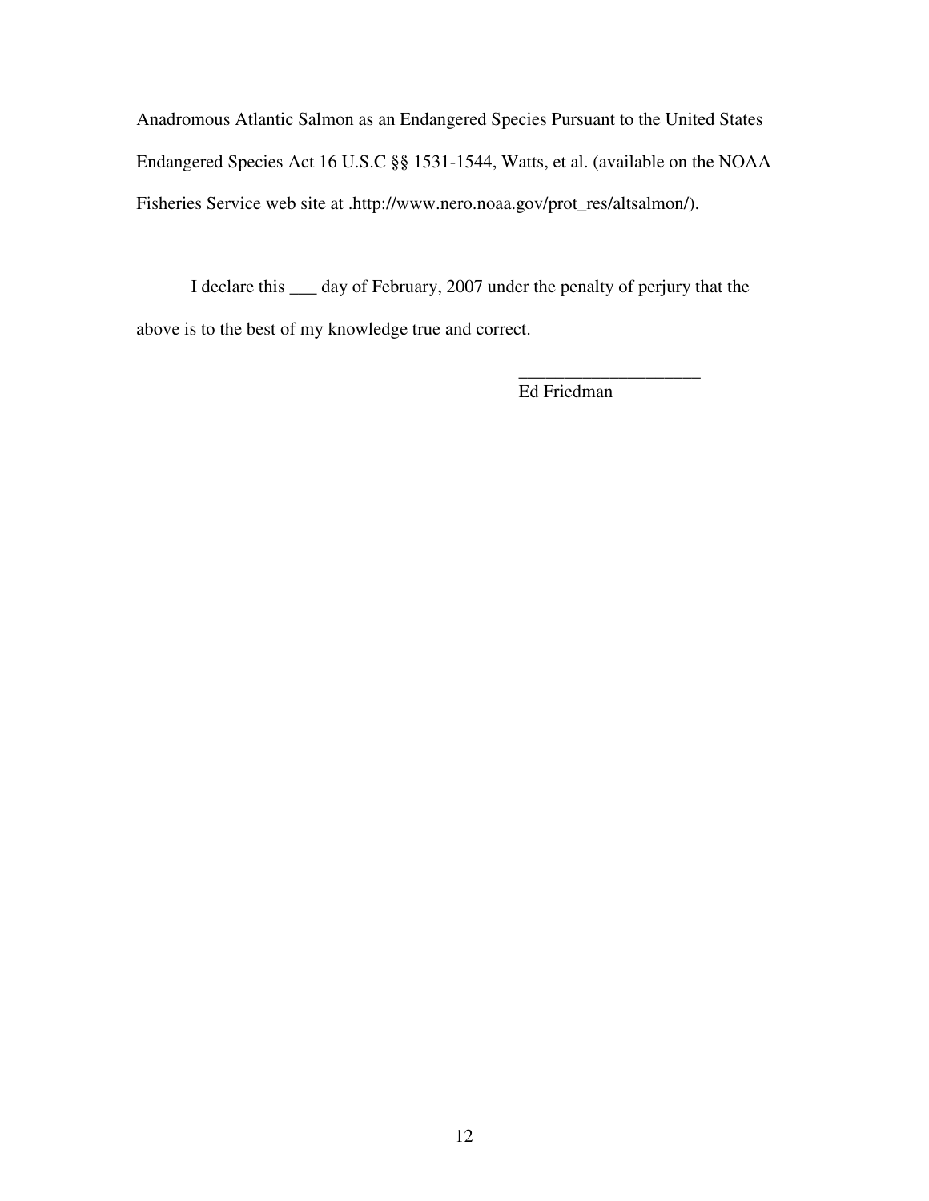Anadromous Atlantic Salmon as an Endangered Species Pursuant to the United States Endangered Species Act 16 U.S.C §§ 1531-1544, Watts, et al. (available on the NOAA Fisheries Service web site at .http://www.nero.noaa.gov/prot_res/altsalmon/).

I declare this ___ day of February, 2007 under the penalty of perjury that the above is to the best of my knowledge true and correct.

____________________

Ed Friedman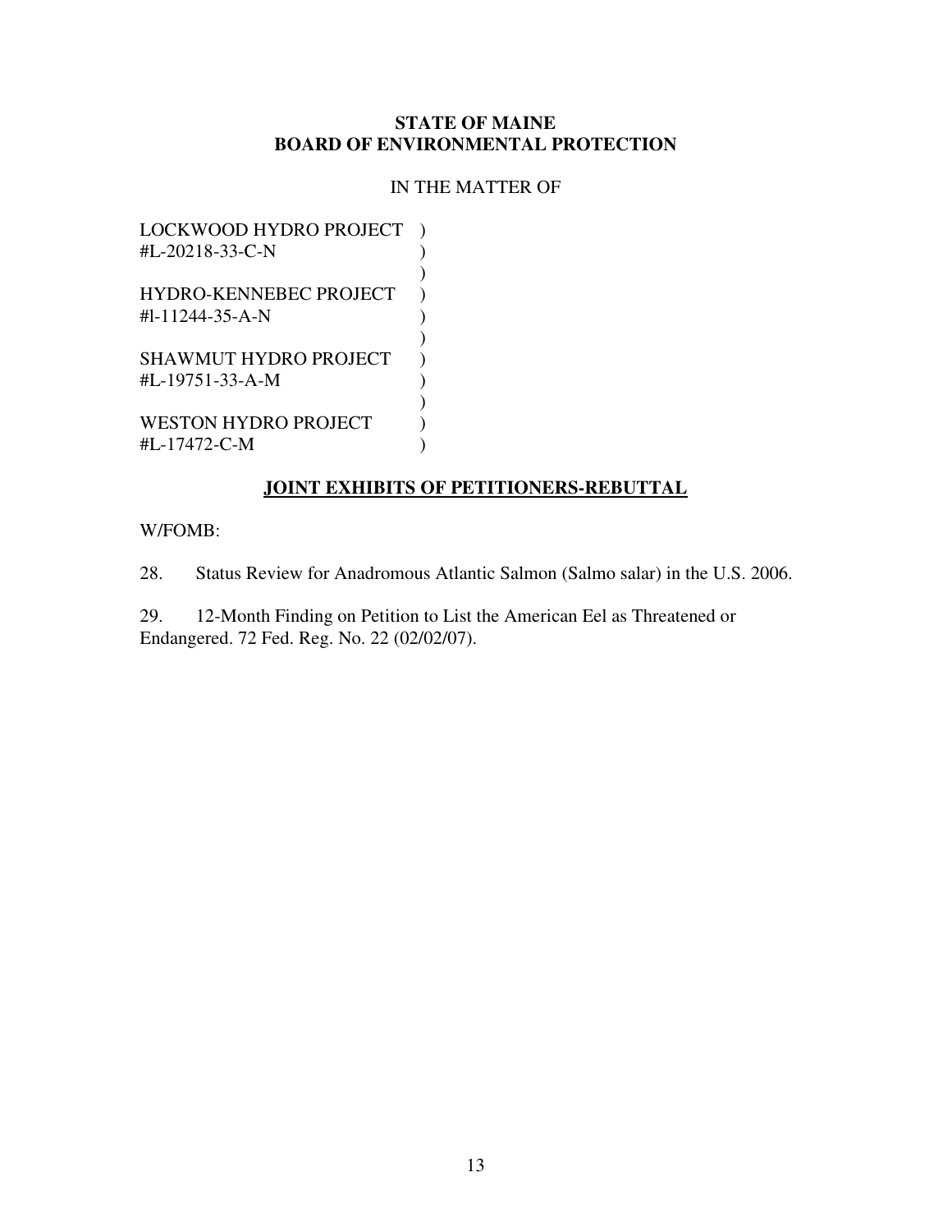**STATE OF MAINE**
**BOARD OF ENVIRONMENTAL PROTECTION**

IN THE MATTER OF

LOCKWOOD HYDRO PROJECT )
#L-20218-33-C-N )
)
HYDRO-KENNEBEC PROJECT )
#l-11244-35-A-N )
)
SHAWMUT HYDRO PROJECT )
#L-19751-33-A-M )
)
WESTON HYDRO PROJECT )
#L-17472-C-M )

**JOINT EXHIBITS OF PETITIONERS-REBUTTAL**

W/FOMB:

28. Status Review for Anadromous Atlantic Salmon (Salmo salar) in the U.S. 2006.

29. 12-Month Finding on Petition to List the American Eel as Threatened or Endangered. 72 Fed. Reg. No. 22 (02/02/07).